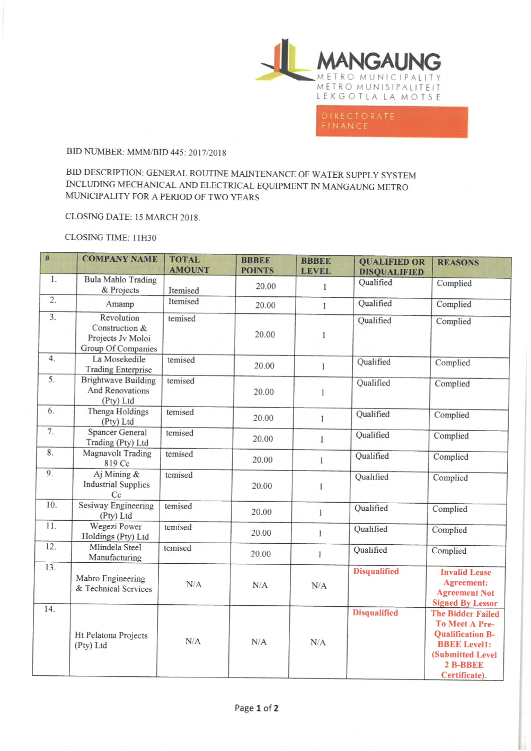MANGAUNG
METRO MUNICIPALITY
METRO MUNISIPALITEIT
LEKGOTLA LA MOTSE

DIRECTORATE FINANCE

BID NUMBER: MMM/BID 445: 2017/2018

BID DESCRIPTION: GENERAL ROUTINE MAINTENANCE OF WATER SUPPLY SYSTEM INCLUDING MECHANICAL AND ELECTRICAL EQUIPMENT IN MANGAUNG METRO MUNICIPALITY FOR A PERIOD OF TWO YEARS

CLOSING DATE: 15 MARCH 2018.

CLOSING TIME: 11H30

| # | COMPANY NAME | TOTAL AMOUNT | BBBEE POINTS | BBBEE LEVEL | QUALIFIED OR DISQUALIFIED | REASONS |
|---|---|---|---|---|---|---|
| 1. | Bula Mahlo Trading & Projects | Itemised | 20.00 | 1 | Qualified | Complied |
| 2. | Amamp | Itemised | 20.00 | 1 | Qualified | Complied |
| 3. | Revolution Construction & Projects Jv Moloi Group Of Companies | temised | 20.00 | 1 | Qualified | Complied |
| 4. | La Mosekedile Trading Enterprise | temised | 20.00 | 1 | Qualified | Complied |
| 5. | Brightwave Building And Renovations (Pty) Ltd | temised | 20.00 | 1 | Qualified | Complied |
| 6. | Thenga Holdings (Pty) Ltd | temised | 20.00 | 1 | Qualified | Complied |
| 7. | Spancer General Trading (Pty) Ltd | temised | 20.00 | 1 | Qualified | Complied |
| 8. | Magnavolt Trading 819 Cc | temised | 20.00 | 1 | Qualified | Complied |
| 9. | Aj Mining & Industrial Supplies Cc | temised | 20.00 | 1 | Qualified | Complied |
| 10. | Sesiway Engineering (Pty) Ltd | temised | 20.00 | 1 | Qualified | Complied |
| 11. | Wegezi Power Holdings (Pty) Ltd | temised | 20.00 | 1 | Qualified | Complied |
| 12. | Mlindela Steel Manufacturing | temised | 20.00 | 1 | Qualified | Complied |
| 13. | Mabro Engineering & Technical Services | N/A | N/A | N/A | **Disqualified** | **Invalid Lease Agreement: Agreement Not Signed By Lessor** |
| 14. | Ht Pelatona Projects (Pty) Ltd | N/A | N/A | N/A | **Disqualified** | **The Bidder Failed To Meet A Pre-Qualification B-BBEE Level1: (Submitted Level 2 B-BBEE Certificate).** |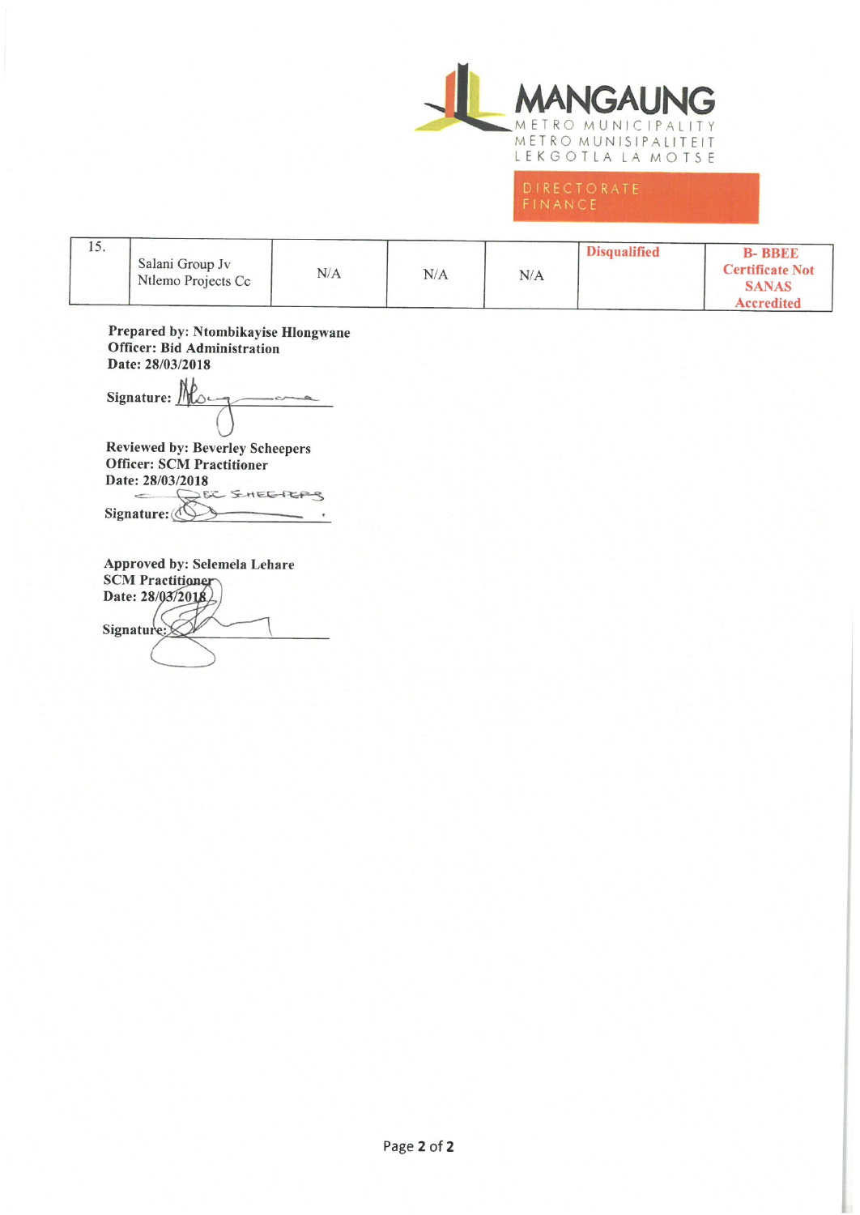MANGAUNG
METRO MUNICIPALITY
METRO MUNISIPALITEIT
LEKGOTLA LA MOTSE

DIRECTORATE FINANCE

| | | | | | | |
|---|---|---|---|---|---|---|
| 15. | Salani Group Jv Ntlemo Projects Cc | N/A | N/A | N/A | **Disqualified** | **B- BBEE Certificate Not SANAS Accredited** |

**Prepared by: Ntombikayise Hlongwane**
**Officer: Bid Administration**
**Date: 28/03/2018**

**Signature:**

**Reviewed by: Beverley Scheepers**
**Officer: SCM Practitioner**
**Date: 28/03/2018**

**Signature:**

**Approved by: Selemela Lehare**
**SCM Practitioner**
**Date: 28/03/2018**

**Signature:**